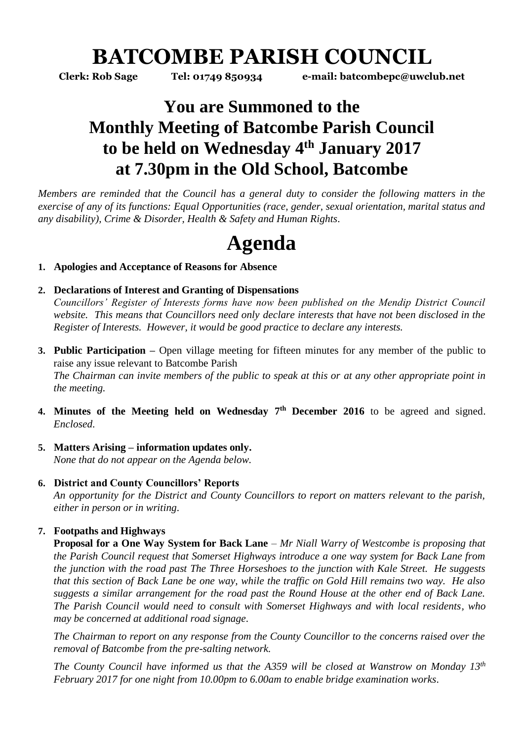# BATCOMBE PARISH COUNCIL

**Clerk: Rob Sage Tel: 01749 850934 e-mail: batcombepc@uwclub.net**

## You are Summoned to the Monthly Meeting of Batcombe Parish Council to be held on Wednesday 4th January 2017 at 7.30pm in the Old School, Batcombe

*Members are reminded that the Council has a general duty to consider the following matters in the exercise of any of its functions: Equal Opportunities (race, gender, sexual orientation, marital status and any disability), Crime & Disorder, Health & Safety and Human Rights.*

# Agenda

1. **Apologies and Acceptance of Reasons for Absence**

2. **Declarations of Interest and Granting of Dispensations**
   *Councillors' Register of Interests forms have now been published on the Mendip District Council website. This means that Councillors need only declare interests that have not been disclosed in the Register of Interests. However, it would be good practice to declare any interests.*

3. **Public Participation –** Open village meeting for fifteen minutes for any member of the public to raise any issue relevant to Batcombe Parish
   *The Chairman can invite members of the public to speak at this or at any other appropriate point in the meeting.*

4. **Minutes of the Meeting held on Wednesday 7th December 2016** to be agreed and signed. *Enclosed.*

5. **Matters Arising – information updates only.**
   *None that do not appear on the Agenda below.*

6. **District and County Councillors' Reports**
   *An opportunity for the District and County Councillors to report on matters relevant to the parish, either in person or in writing.*

7. **Footpaths and Highways**
   **Proposal for a One Way System for Back Lane** – *Mr Niall Warry of Westcombe is proposing that the Parish Council request that Somerset Highways introduce a one way system for Back Lane from the junction with the road past The Three Horseshoes to the junction with Kale Street. He suggests that this section of Back Lane be one way, while the traffic on Gold Hill remains two way. He also suggests a similar arrangement for the road past the Round House at the other end of Back Lane. The Parish Council would need to consult with Somerset Highways and with local residents, who may be concerned at additional road signage.*

   *The Chairman to report on any response from the County Councillor to the concerns raised over the removal of Batcombe from the pre-salting network.*

   *The County Council have informed us that the A359 will be closed at Wanstrow on Monday 13th February 2017 for one night from 10.00pm to 6.00am to enable bridge examination works.*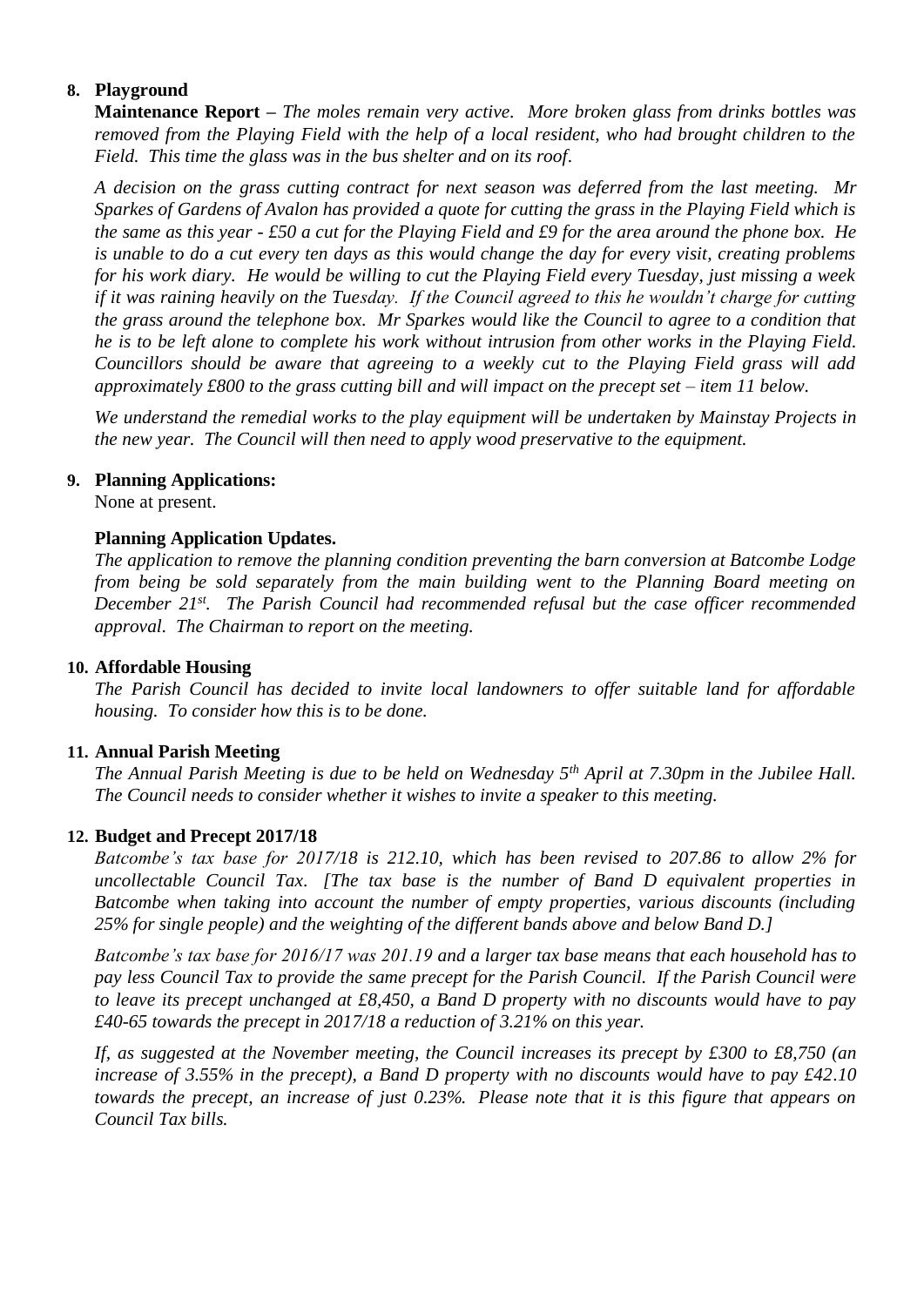**8. Playground**

**Maintenance Report –** *The moles remain very active. More broken glass from drinks bottles was removed from the Playing Field with the help of a local resident, who had brought children to the Field. This time the glass was in the bus shelter and on its roof.*

*A decision on the grass cutting contract for next season was deferred from the last meeting. Mr Sparkes of Gardens of Avalon has provided a quote for cutting the grass in the Playing Field which is the same as this year - £50 a cut for the Playing Field and £9 for the area around the phone box. He is unable to do a cut every ten days as this would change the day for every visit, creating problems for his work diary. He would be willing to cut the Playing Field every Tuesday, just missing a week if it was raining heavily on the Tuesday. If the Council agreed to this he wouldn't charge for cutting the grass around the telephone box. Mr Sparkes would like the Council to agree to a condition that he is to be left alone to complete his work without intrusion from other works in the Playing Field. Councillors should be aware that agreeing to a weekly cut to the Playing Field grass will add approximately £800 to the grass cutting bill and will impact on the precept set – item 11 below.*

*We understand the remedial works to the play equipment will be undertaken by Mainstay Projects in the new year. The Council will then need to apply wood preservative to the equipment.*

**9. Planning Applications:**

None at present.

**Planning Application Updates.**

*The application to remove the planning condition preventing the barn conversion at Batcombe Lodge from being be sold separately from the main building went to the Planning Board meeting on December 21st. The Parish Council had recommended refusal but the case officer recommended approval. The Chairman to report on the meeting.*

**10. Affordable Housing**

*The Parish Council has decided to invite local landowners to offer suitable land for affordable housing. To consider how this is to be done.*

**11. Annual Parish Meeting**

*The Annual Parish Meeting is due to be held on Wednesday 5th April at 7.30pm in the Jubilee Hall. The Council needs to consider whether it wishes to invite a speaker to this meeting.*

**12. Budget and Precept 2017/18**

*Batcombe's tax base for 2017/18 is 212.10, which has been revised to 207.86 to allow 2% for uncollectable Council Tax. [The tax base is the number of Band D equivalent properties in Batcombe when taking into account the number of empty properties, various discounts (including 25% for single people) and the weighting of the different bands above and below Band D.]*

*Batcombe's tax base for 2016/17 was 201.19 and a larger tax base means that each household has to pay less Council Tax to provide the same precept for the Parish Council. If the Parish Council were to leave its precept unchanged at £8,450, a Band D property with no discounts would have to pay £40-65 towards the precept in 2017/18 a reduction of 3.21% on this year.*

*If, as suggested at the November meeting, the Council increases its precept by £300 to £8,750 (an increase of 3.55% in the precept), a Band D property with no discounts would have to pay £42.10 towards the precept, an increase of just 0.23%. Please note that it is this figure that appears on Council Tax bills.*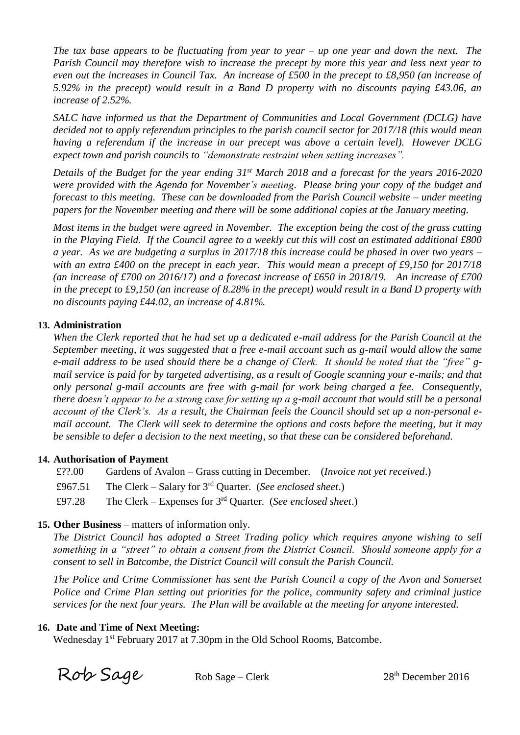*The tax base appears to be fluctuating from year to year – up one year and down the next. The Parish Council may therefore wish to increase the precept by more this year and less next year to even out the increases in Council Tax. An increase of £500 in the precept to £8,950 (an increase of 5.92% in the precept) would result in a Band D property with no discounts paying £43.06, an increase of 2.52%.*

*SALC have informed us that the Department of Communities and Local Government (DCLG) have decided not to apply referendum principles to the parish council sector for 2017/18 (this would mean having a referendum if the increase in our precept was above a certain level). However DCLG expect town and parish councils to "demonstrate restraint when setting increases".*

*Details of the Budget for the year ending 31st March 2018 and a forecast for the years 2016-2020 were provided with the Agenda for November's meeting. Please bring your copy of the budget and forecast to this meeting. These can be downloaded from the Parish Council website – under meeting papers for the November meeting and there will be some additional copies at the January meeting.*

*Most items in the budget were agreed in November. The exception being the cost of the grass cutting in the Playing Field. If the Council agree to a weekly cut this will cost an estimated additional £800 a year. As we are budgeting a surplus in 2017/18 this increase could be phased in over two years – with an extra £400 on the precept in each year. This would mean a precept of £9,150 for 2017/18 (an increase of £700 on 2016/17) and a forecast increase of £650 in 2018/19. An increase of £700 in the precept to £9,150 (an increase of 8.28% in the precept) would result in a Band D property with no discounts paying £44.02, an increase of 4.81%.*

**13. Administration**

*When the Clerk reported that he had set up a dedicated e-mail address for the Parish Council at the September meeting, it was suggested that a free e-mail account such as g-mail would allow the same e-mail address to be used should there be a change of Clerk. It should be noted that the "free" g-mail service is paid for by targeted advertising, as a result of Google scanning your e-mails; and that only personal g-mail accounts are free with g-mail for work being charged a fee. Consequently, there doesn't appear to be a strong case for setting up a g-mail account that would still be a personal account of the Clerk's. As a result, the Chairman feels the Council should set up a non-personal e-mail account. The Clerk will seek to determine the options and costs before the meeting, but it may be sensible to defer a decision to the next meeting, so that these can be considered beforehand.*

**14. Authorisation of Payment**

| | |
|---|---|
| £??.00 | Gardens of Avalon – Grass cutting in December. (*Invoice not yet received*.) |
| £967.51 | The Clerk – Salary for 3rd Quarter. (*See enclosed sheet*.) |
| £97.28 | The Clerk – Expenses for 3rd Quarter. (*See enclosed sheet*.) |

**15. Other Business** – matters of information only.

*The District Council has adopted a Street Trading policy which requires anyone wishing to sell something in a "street" to obtain a consent from the District Council. Should someone apply for a consent to sell in Batcombe, the District Council will consult the Parish Council.*

*The Police and Crime Commissioner has sent the Parish Council a copy of the Avon and Somerset Police and Crime Plan setting out priorities for the police, community safety and criminal justice services for the next four years. The Plan will be available at the meeting for anyone interested.*

**16. Date and Time of Next Meeting:**

Wednesday 1st February 2017 at 7.30pm in the Old School Rooms, Batcombe.

Rob Sage

Rob Sage – Clerk 28th December 2016